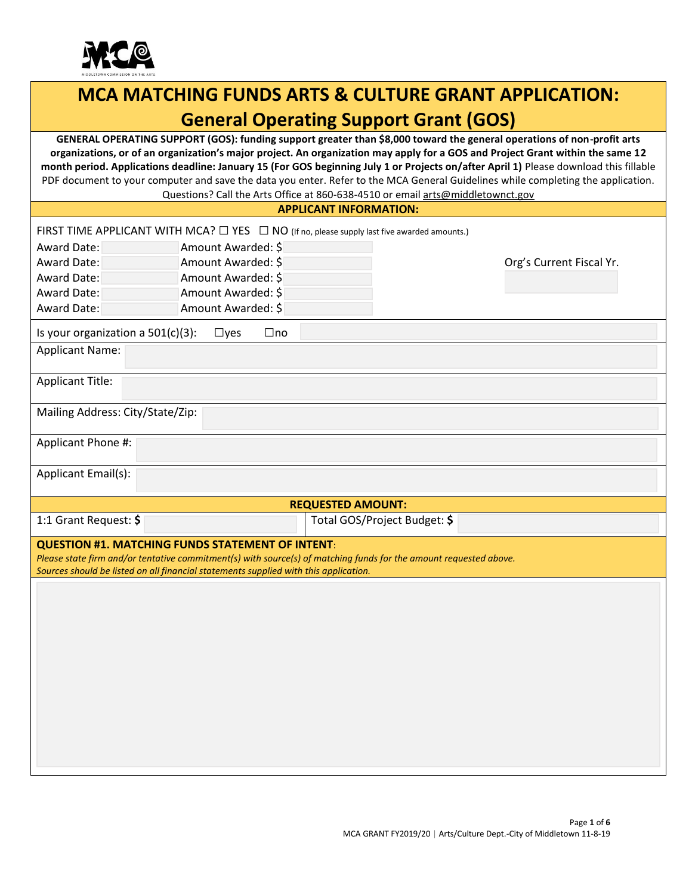# MCA MATCHING FUNDS ARTS & CULTURE GRANT APPLICATION: General Operating Support Grant (GOS)

**GENERAL OPERATING SUPPORT (GOS): funding support greater than $8,000 toward the general operations of non-profit arts organizations, or of an organization's major project. An organization may apply for a GOS and Project Grant within the same 12 month period. Applications deadline: January 15 (For GOS beginning July 1 or Projects on/after April 1)** Please download this fillable PDF document to your computer and save the data you enter. Refer to the MCA General Guidelines while completing the application. Questions? Call the Arts Office at 860-638-4510 or email arts@middletownct.gov

## APPLICANT INFORMATION:

FIRST TIME APPLICANT WITH MCA? ☐ YES ☐ NO (If no, please supply last five awarded amounts.)

| Award Date: | Amount Awarded: $ |
|---|---|
| Award Date: | Amount Awarded: $ |
| Award Date: | Amount Awarded: $ |
| Award Date: | Amount Awarded: $ |
| Award Date: | Amount Awarded: $ |

Org's Current Fiscal Yr.

Is your organization a 501(c)(3): ☐yes ☐no

Applicant Name:

Applicant Title:

Mailing Address: City/State/Zip:

Applicant Phone #:

Applicant Email(s):

## REQUESTED AMOUNT:

1:1 Grant Request: **$** | Total GOS/Project Budget: **$**

## QUESTION #1. MATCHING FUNDS STATEMENT OF INTENT:

*Please state firm and/or tentative commitment(s) with source(s) of matching funds for the amount requested above. Sources should be listed on all financial statements supplied with this application.*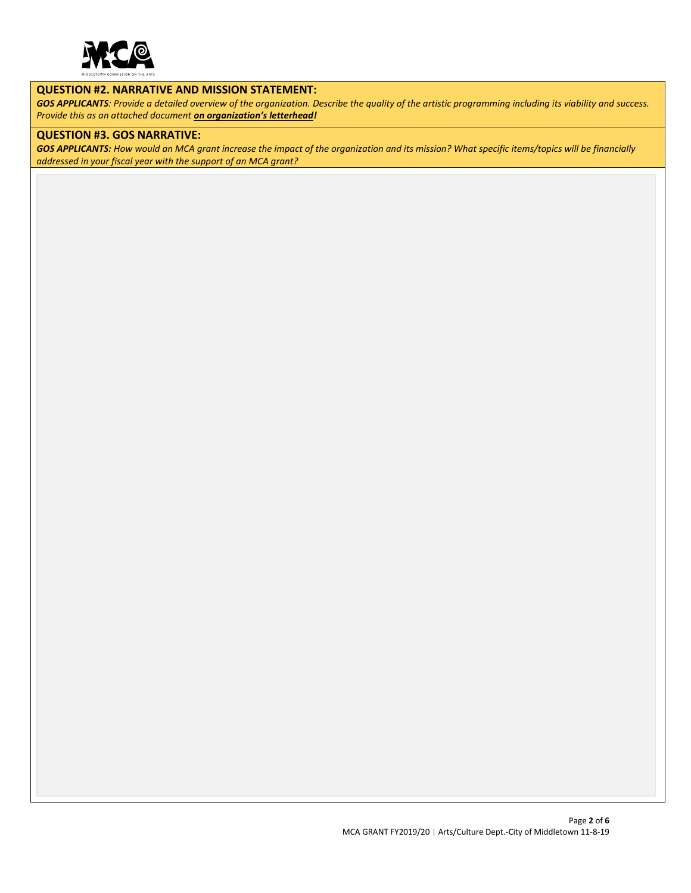## QUESTION #2. NARRATIVE AND MISSION STATEMENT:

***GOS APPLICANTS**: Provide a detailed overview of the organization. Describe the quality of the artistic programming including its viability and success. Provide this as an attached document **on organization's letterhead**!*

## QUESTION #3. GOS NARRATIVE:

***GOS APPLICANTS:** How would an MCA grant increase the impact of the organization and its mission? What specific items/topics will be financially addressed in your fiscal year with the support of an MCA grant?*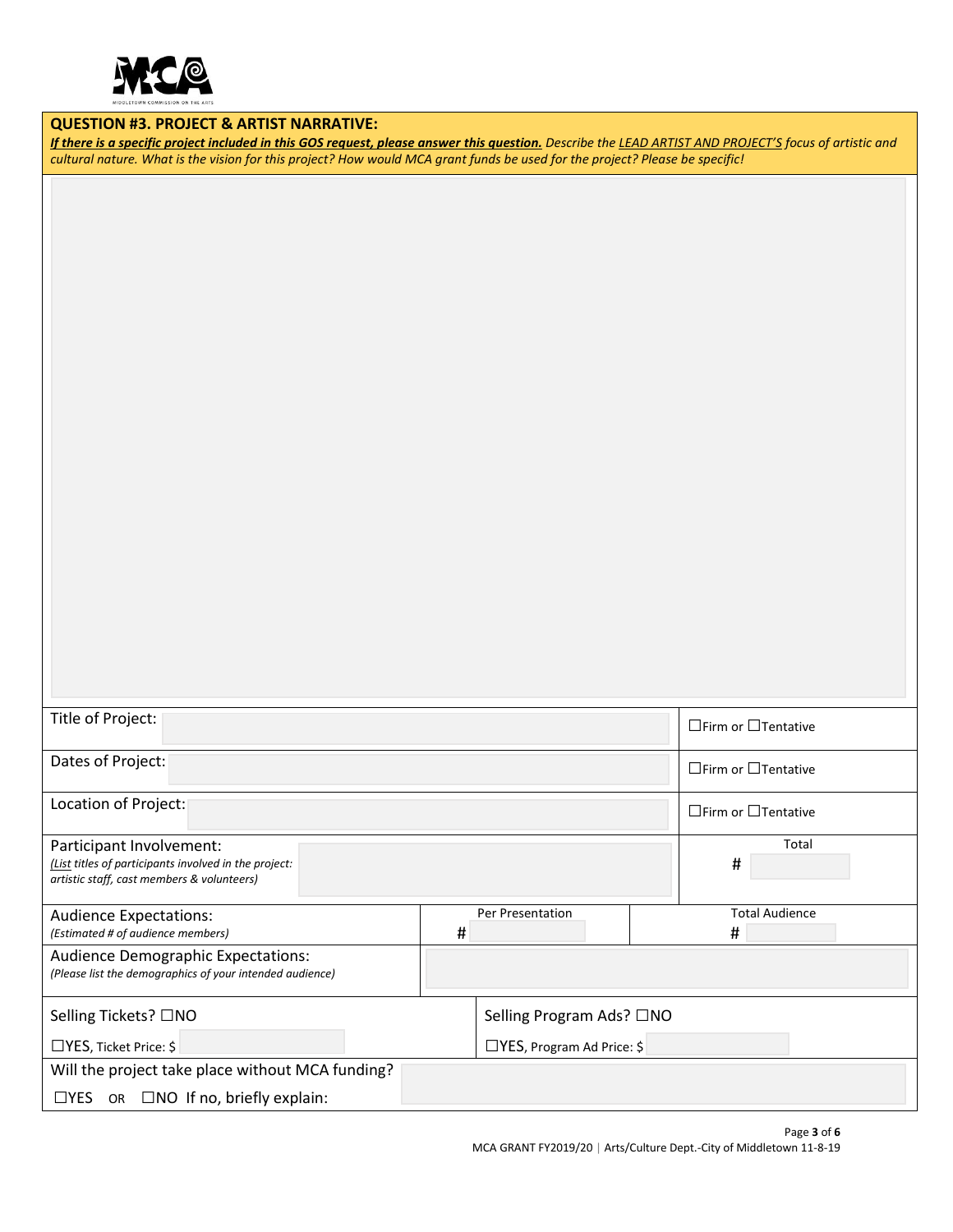**QUESTION #3. PROJECT & ARTIST NARRATIVE:**

***If there is a specific project included in this GOS request, please answer this question.*** *Describe the LEAD ARTIST AND PROJECT'S focus of artistic and cultural nature. What is the vision for this project? How would MCA grant funds be used for the project? Please be specific!*

| | | | |
|---|---|---|---|
| Title of Project: | | | ☐Firm or ☐Tentative |
| Dates of Project: | | | ☐Firm or ☐Tentative |
| Location of Project: | | | ☐Firm or ☐Tentative |
| Participant Involvement: *(List titles of participants involved in the project: artistic staff, cast members & volunteers)* | | | Total # |
| Audience Expectations: *(Estimated # of audience members)* | Per Presentation # | | Total Audience # |
| Audience Demographic Expectations: *(Please list the demographics of your intended audience)* | | | |

| | |
|---|---|
| Selling Tickets? ☐NO | Selling Program Ads? ☐NO |
| ☐YES, Ticket Price: $ | ☐YES, Program Ad Price: $ |

Will the project take place without MCA funding?

☐YES OR ☐NO If no, briefly explain: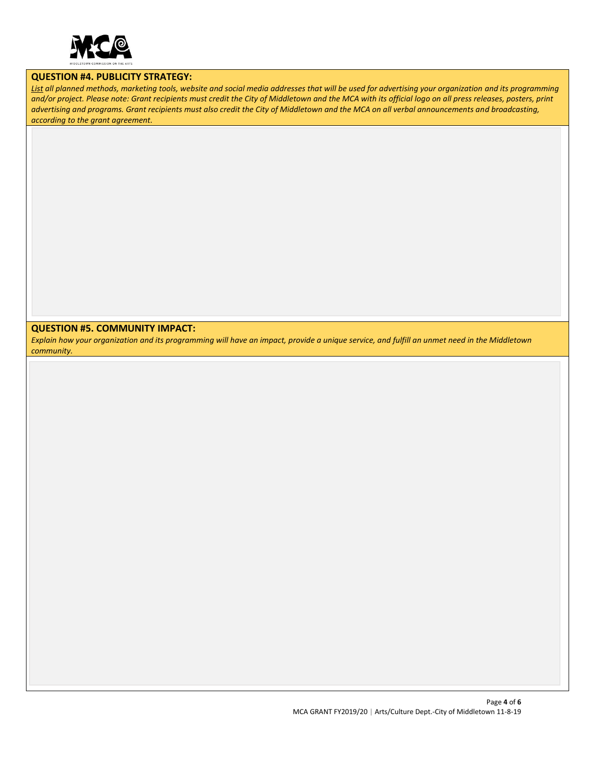## QUESTION #4. PUBLICITY STRATEGY:

*List all planned methods, marketing tools, website and social media addresses that will be used for advertising your organization and its programming and/or project. Please note: Grant recipients must credit the City of Middletown and the MCA with its official logo on all press releases, posters, print advertising and programs. Grant recipients must also credit the City of Middletown and the MCA on all verbal announcements and broadcasting, according to the grant agreement.*

## QUESTION #5. COMMUNITY IMPACT:

*Explain how your organization and its programming will have an impact, provide a unique service, and fulfill an unmet need in the Middletown community.*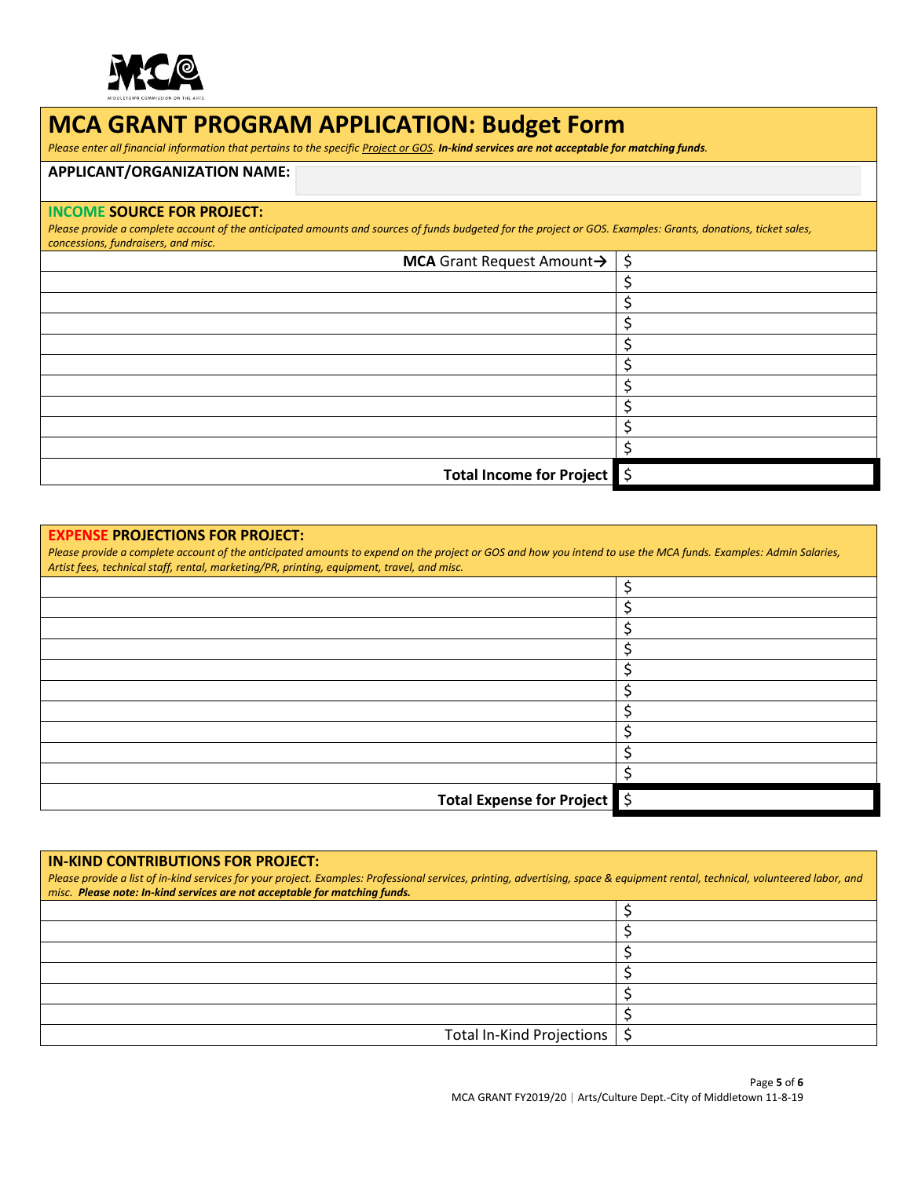# MCA GRANT PROGRAM APPLICATION: Budget Form

*Please enter all financial information that pertains to the specific Project or GOS.* ***In-kind services are not acceptable for matching funds.***

**APPLICANT/ORGANIZATION NAME:**

## INCOME SOURCE FOR PROJECT:

*Please provide a complete account of the anticipated amounts and sources of funds budgeted for the project or GOS. Examples: Grants, donations, ticket sales, concessions, fundraisers, and misc.*

| | |
|---|---|
| **MCA** Grant Request Amount→ | $ |
| | $ |
| | $ |
| | $ |
| | $ |
| | $ |
| | $ |
| | $ |
| | $ |
| | $ |
| **Total Income for Project** | $ |

## EXPENSE PROJECTIONS FOR PROJECT:

*Please provide a complete account of the anticipated amounts to expend on the project or GOS and how you intend to use the MCA funds. Examples: Admin Salaries, Artist fees, technical staff, rental, marketing/PR, printing, equipment, travel, and misc.*

| | |
|---|---|
| | $ |
| | $ |
| | $ |
| | $ |
| | $ |
| | $ |
| | $ |
| | $ |
| | $ |
| | $ |
| **Total Expense for Project** | $ |

## IN-KIND CONTRIBUTIONS FOR PROJECT:

*Please provide a list of in-kind services for your project. Examples: Professional services, printing, advertising, space & equipment rental, technical, volunteered labor, and misc.* ***Please note: In-kind services are not acceptable for matching funds.***

| | |
|---|---|
| | $ |
| | $ |
| | $ |
| | $ |
| | $ |
| | $ |
| Total In-Kind Projections | $ |

MCA GRANT FY2019/20 | Arts/Culture Dept.-City of Middletown 11-8-19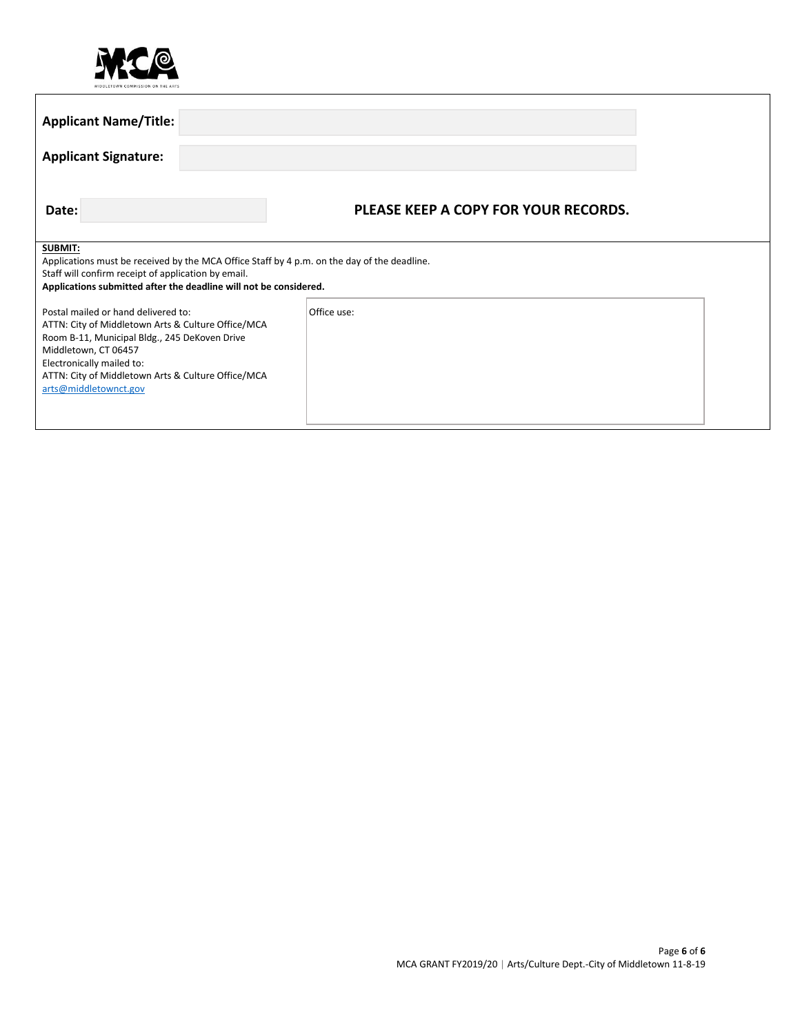**Applicant Name/Title:**

**Applicant Signature:**

**Date:**

**PLEASE KEEP A COPY FOR YOUR RECORDS.**

**SUBMIT:**

Applications must be received by the MCA Office Staff by 4 p.m. on the day of the deadline.
Staff will confirm receipt of application by email.
**Applications submitted after the deadline will not be considered.**

Postal mailed or hand delivered to:
ATTN: City of Middletown Arts & Culture Office/MCA
Room B-11, Municipal Bldg., 245 DeKoven Drive
Middletown, CT 06457
Electronically mailed to:
ATTN: City of Middletown Arts & Culture Office/MCA
arts@middletownct.gov

Office use: